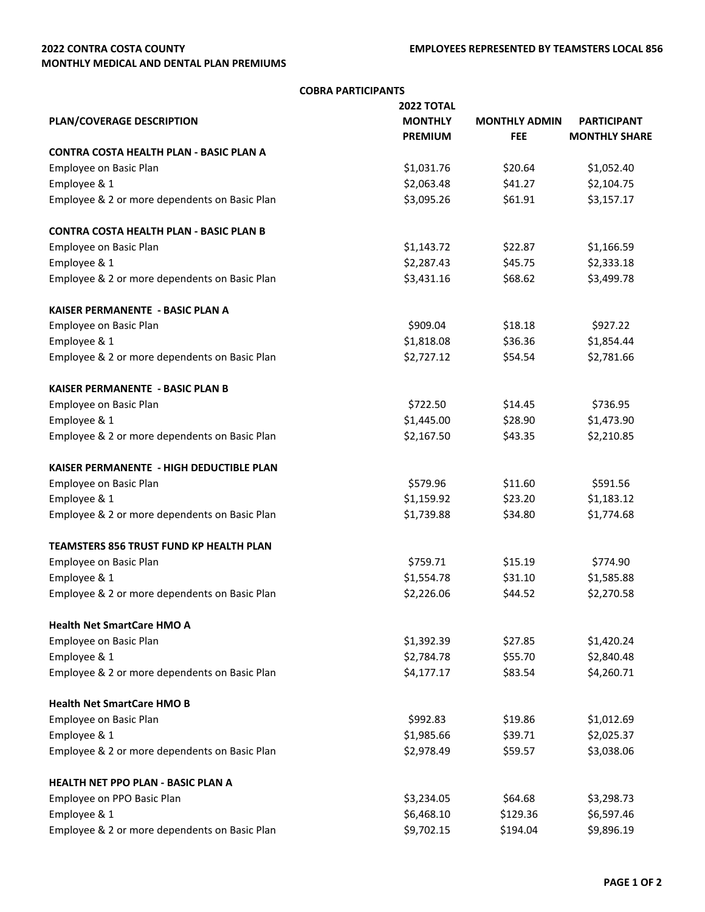**2022 CONTRA COSTA COUNTY**
**MONTHLY MEDICAL AND DENTAL PLAN PREMIUMS**

**EMPLOYEES REPRESENTED BY TEAMSTERS LOCAL 856**

**COBRA PARTICIPANTS**

| PLAN/COVERAGE DESCRIPTION | 2022 TOTAL MONTHLY PREMIUM | MONTHLY ADMIN FEE | PARTICIPANT MONTHLY SHARE |
|---|---|---|---|
| **CONTRA COSTA HEALTH PLAN - BASIC PLAN A** | | | |
| Employee on Basic Plan | $1,031.76 | $20.64 | $1,052.40 |
| Employee & 1 | $2,063.48 | $41.27 | $2,104.75 |
| Employee & 2 or more dependents on Basic Plan | $3,095.26 | $61.91 | $3,157.17 |
| **CONTRA COSTA HEALTH PLAN - BASIC PLAN B** | | | |
| Employee on Basic Plan | $1,143.72 | $22.87 | $1,166.59 |
| Employee & 1 | $2,287.43 | $45.75 | $2,333.18 |
| Employee & 2 or more dependents on Basic Plan | $3,431.16 | $68.62 | $3,499.78 |
| **KAISER PERMANENTE - BASIC PLAN A** | | | |
| Employee on Basic Plan | $909.04 | $18.18 | $927.22 |
| Employee & 1 | $1,818.08 | $36.36 | $1,854.44 |
| Employee & 2 or more dependents on Basic Plan | $2,727.12 | $54.54 | $2,781.66 |
| **KAISER PERMANENTE - BASIC PLAN B** | | | |
| Employee on Basic Plan | $722.50 | $14.45 | $736.95 |
| Employee & 1 | $1,445.00 | $28.90 | $1,473.90 |
| Employee & 2 or more dependents on Basic Plan | $2,167.50 | $43.35 | $2,210.85 |
| **KAISER PERMANENTE - HIGH DEDUCTIBLE PLAN** | | | |
| Employee on Basic Plan | $579.96 | $11.60 | $591.56 |
| Employee & 1 | $1,159.92 | $23.20 | $1,183.12 |
| Employee & 2 or more dependents on Basic Plan | $1,739.88 | $34.80 | $1,774.68 |
| **TEAMSTERS 856 TRUST FUND KP HEALTH PLAN** | | | |
| Employee on Basic Plan | $759.71 | $15.19 | $774.90 |
| Employee & 1 | $1,554.78 | $31.10 | $1,585.88 |
| Employee & 2 or more dependents on Basic Plan | $2,226.06 | $44.52 | $2,270.58 |
| **Health Net SmartCare HMO A** | | | |
| Employee on Basic Plan | $1,392.39 | $27.85 | $1,420.24 |
| Employee & 1 | $2,784.78 | $55.70 | $2,840.48 |
| Employee & 2 or more dependents on Basic Plan | $4,177.17 | $83.54 | $4,260.71 |
| **Health Net SmartCare HMO B** | | | |
| Employee on Basic Plan | $992.83 | $19.86 | $1,012.69 |
| Employee & 1 | $1,985.66 | $39.71 | $2,025.37 |
| Employee & 2 or more dependents on Basic Plan | $2,978.49 | $59.57 | $3,038.06 |
| **HEALTH NET PPO PLAN - BASIC PLAN A** | | | |
| Employee on PPO Basic Plan | $3,234.05 | $64.68 | $3,298.73 |
| Employee & 1 | $6,468.10 | $129.36 | $6,597.46 |
| Employee & 2 or more dependents on Basic Plan | $9,702.15 | $194.04 | $9,896.19 |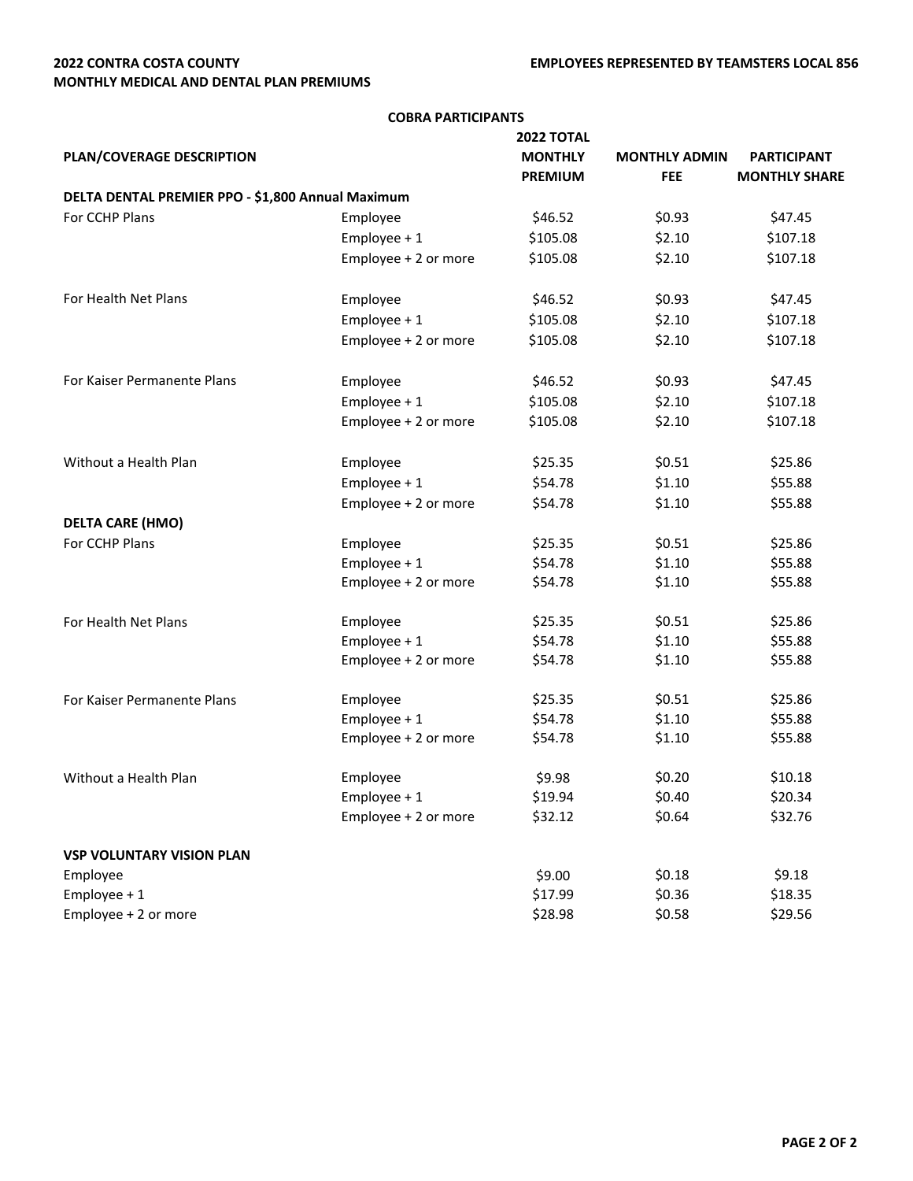**2022 CONTRA COSTA COUNTY**
**MONTHLY MEDICAL AND DENTAL PLAN PREMIUMS**

**EMPLOYEES REPRESENTED BY TEAMSTERS LOCAL 856**

**COBRA PARTICIPANTS**

| PLAN/COVERAGE DESCRIPTION | | 2022 TOTAL MONTHLY PREMIUM | MONTHLY ADMIN FEE | PARTICIPANT MONTHLY SHARE |
|---|---|---|---|---|
| **DELTA DENTAL PREMIER PPO - $1,800 Annual Maximum** | | | | |
| For CCHP Plans | Employee | $46.52 | $0.93 | $47.45 |
| | Employee + 1 | $105.08 | $2.10 | $107.18 |
| | Employee + 2 or more | $105.08 | $2.10 | $107.18 |
| For Health Net Plans | Employee | $46.52 | $0.93 | $47.45 |
| | Employee + 1 | $105.08 | $2.10 | $107.18 |
| | Employee + 2 or more | $105.08 | $2.10 | $107.18 |
| For Kaiser Permanente Plans | Employee | $46.52 | $0.93 | $47.45 |
| | Employee + 1 | $105.08 | $2.10 | $107.18 |
| | Employee + 2 or more | $105.08 | $2.10 | $107.18 |
| Without a Health Plan | Employee | $25.35 | $0.51 | $25.86 |
| | Employee + 1 | $54.78 | $1.10 | $55.88 |
| | Employee + 2 or more | $54.78 | $1.10 | $55.88 |
| **DELTA CARE (HMO)** | | | | |
| For CCHP Plans | Employee | $25.35 | $0.51 | $25.86 |
| | Employee + 1 | $54.78 | $1.10 | $55.88 |
| | Employee + 2 or more | $54.78 | $1.10 | $55.88 |
| For Health Net Plans | Employee | $25.35 | $0.51 | $25.86 |
| | Employee + 1 | $54.78 | $1.10 | $55.88 |
| | Employee + 2 or more | $54.78 | $1.10 | $55.88 |
| For Kaiser Permanente Plans | Employee | $25.35 | $0.51 | $25.86 |
| | Employee + 1 | $54.78 | $1.10 | $55.88 |
| | Employee + 2 or more | $54.78 | $1.10 | $55.88 |
| Without a Health Plan | Employee | $9.98 | $0.20 | $10.18 |
| | Employee + 1 | $19.94 | $0.40 | $20.34 |
| | Employee + 2 or more | $32.12 | $0.64 | $32.76 |
| **VSP VOLUNTARY VISION PLAN** | | | | |
| Employee | | $9.00 | $0.18 | $9.18 |
| Employee + 1 | | $17.99 | $0.36 | $18.35 |
| Employee + 2 or more | | $28.98 | $0.58 | $29.56 |